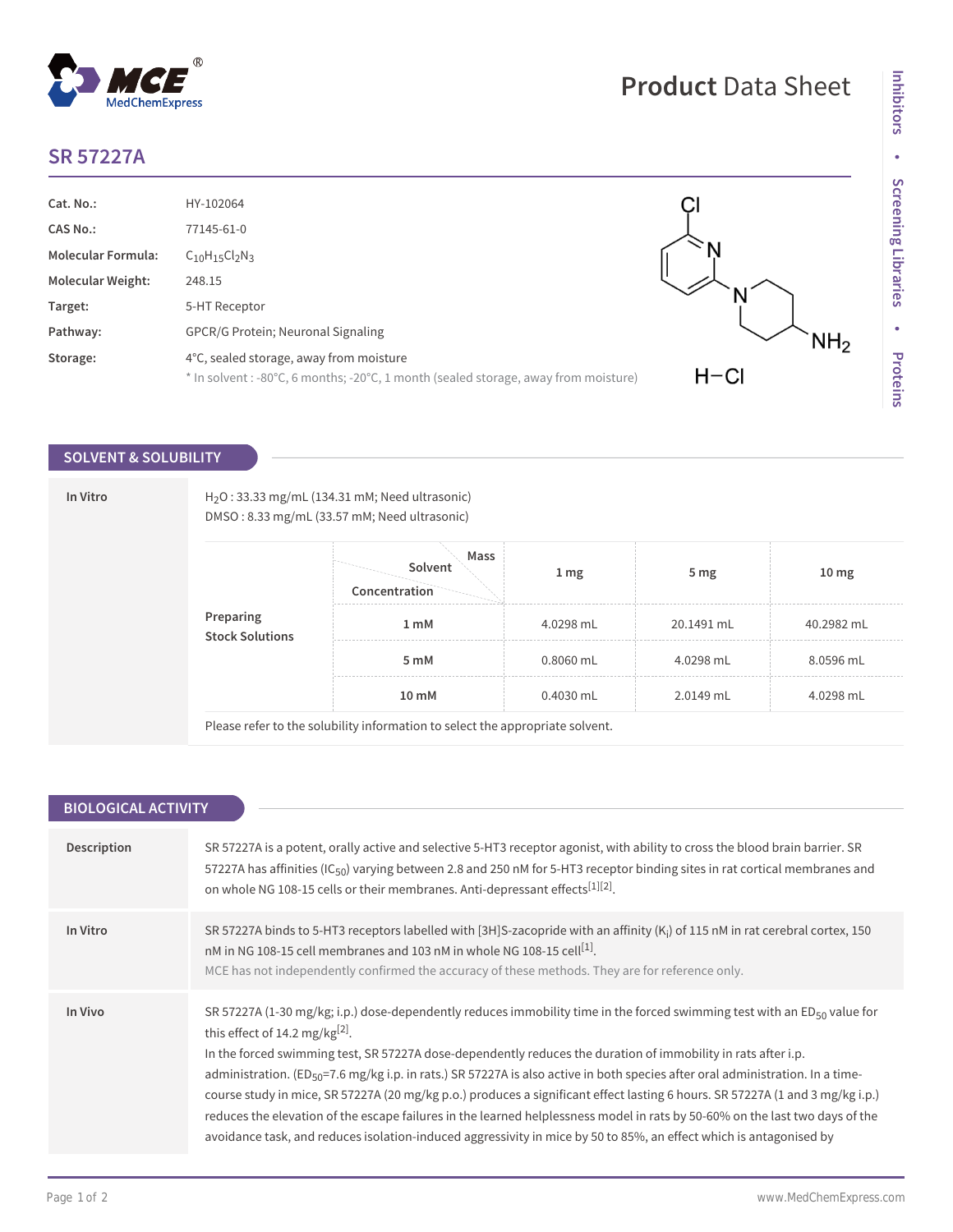# SR 57227A

| | |
|---|---|
| **Cat. No.:** | HY-102064 |
| **CAS No.:** | 77145-61-0 |
| **Molecular Formula:** | $C_{10}H_{15}Cl_2N_3$ |
| **Molecular Weight:** | 248.15 |
| **Target:** | 5-HT Receptor |
| **Pathway:** | GPCR/G Protein; Neuronal Signaling |
| **Storage:** | 4°C, sealed storage, away from moisture<br>* In solvent : -80°C, 6 months; -20°C, 1 month (sealed storage, away from moisture) |

## SOLVENT & SOLUBILITY

**In Vitro**

$H_2O$ : 33.33 mg/mL (134.31 mM; Need ultrasonic)
DMSO : 8.33 mg/mL (33.57 mM; Need ultrasonic)

| Preparing Stock Solutions | Solvent Concentration / Mass | 1 mg | 5 mg | 10 mg |
|---|---|---|---|---|
| | 1 mM | 4.0298 mL | 20.1491 mL | 40.2982 mL |
| | 5 mM | 0.8060 mL | 4.0298 mL | 8.0596 mL |
| | 10 mM | 0.4030 mL | 2.0149 mL | 4.0298 mL |

Please refer to the solubility information to select the appropriate solvent.

## BIOLOGICAL ACTIVITY

**Description**

SR 57227A is a potent, orally active and selective 5-HT3 receptor agonist, with ability to cross the blood brain barrier. SR 57227A has affinities ($IC_{50}$) varying between 2.8 and 250 nM for 5-HT3 receptor binding sites in rat cortical membranes and on whole NG 108-15 cells or their membranes. Anti-depressant effects[1][2].

**In Vitro**

SR 57227A binds to 5-HT3 receptors labelled with [3H]S-zacopride with an affinity ($K_i$) of 115 nM in rat cerebral cortex, 150 nM in NG 108-15 cell membranes and 103 nM in whole NG 108-15 cell[1].

MCE has not independently confirmed the accuracy of these methods. They are for reference only.

**In Vivo**

SR 57227A (1-30 mg/kg; i.p.) dose-dependently reduces immobility time in the forced swimming test with an $ED_{50}$ value for this effect of 14.2 mg/kg[2].

In the forced swimming test, SR 57227A dose-dependently reduces the duration of immobility in rats after i.p. administration. ($ED_{50}$=7.6 mg/kg i.p. in rats.) SR 57227A is also active in both species after oral administration. In a time-course study in mice, SR 57227A (20 mg/kg p.o.) produces a significant effect lasting 6 hours. SR 57227A (1 and 3 mg/kg i.p.) reduces the elevation of the escape failures in the learned helplessness model in rats by 50-60% on the last two days of the avoidance task, and reduces isolation-induced aggressivity in mice by 50 to 85%, an effect which is antagonised by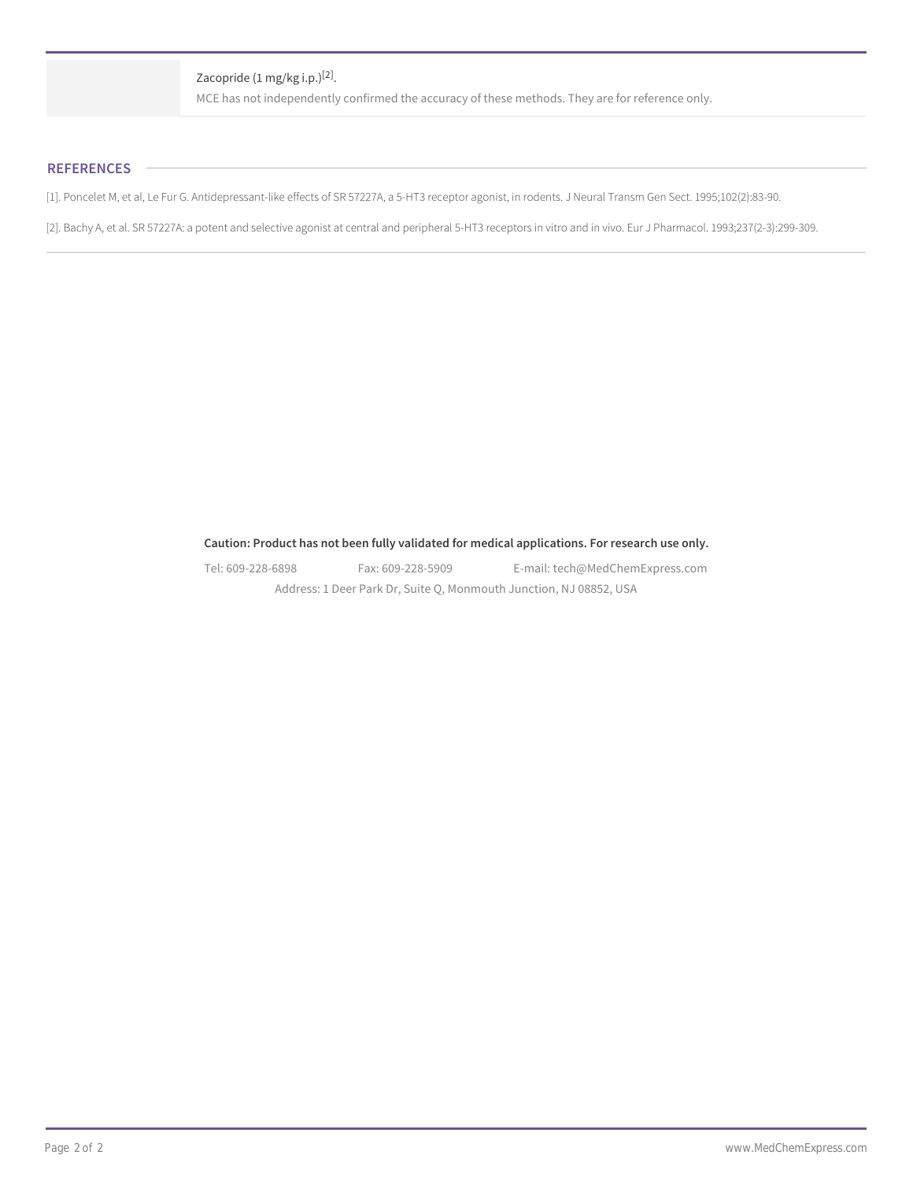Zacopride (1 mg/kg i.p.)[2].

MCE has not independently confirmed the accuracy of these methods. They are for reference only.

## REFERENCES

[1]. Poncelet M, et al, Le Fur G. Antidepressant-like effects of SR 57227A, a 5-HT3 receptor agonist, in rodents. J Neural Transm Gen Sect. 1995;102(2):83-90.

[2]. Bachy A, et al. SR 57227A: a potent and selective agonist at central and peripheral 5-HT3 receptors in vitro and in vivo. Eur J Pharmacol. 1993;237(2-3):299-309.

**Caution: Product has not been fully validated for medical applications. For research use only.**

Tel: 609-228-6898 Fax: 609-228-5909 E-mail: tech@MedChemExpress.com

Address: 1 Deer Park Dr, Suite Q, Monmouth Junction, NJ 08852, USA